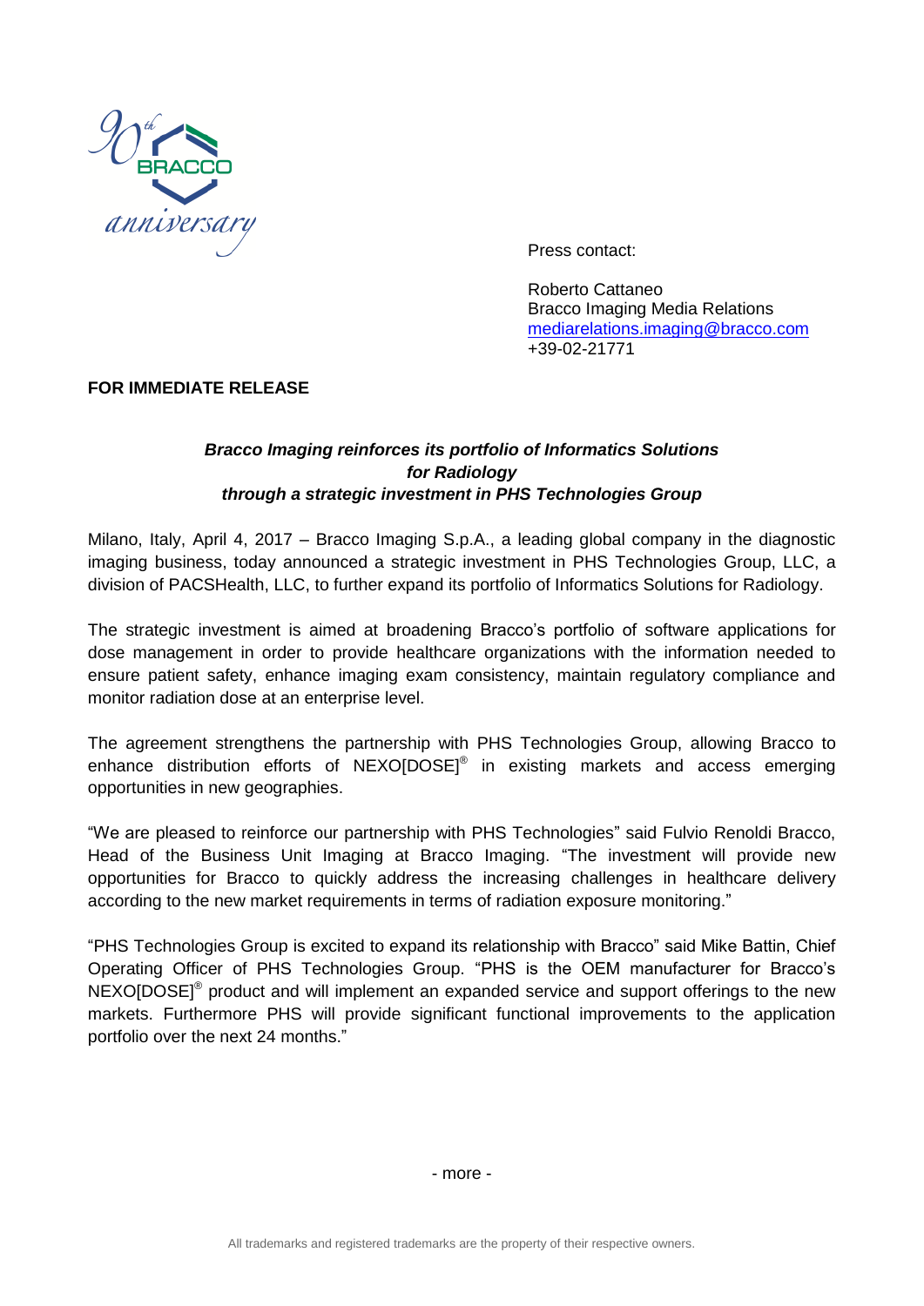Press contact:

Roberto Cattaneo
Bracco Imaging Media Relations
mediarelations.imaging@bracco.com
+39-02-21771

**FOR IMMEDIATE RELEASE**

***Bracco Imaging reinforces its portfolio of Informatics Solutions for Radiology through a strategic investment in PHS Technologies Group***

Milano, Italy, April 4, 2017 – Bracco Imaging S.p.A., a leading global company in the diagnostic imaging business, today announced a strategic investment in PHS Technologies Group, LLC, a division of PACSHealth, LLC, to further expand its portfolio of Informatics Solutions for Radiology.

The strategic investment is aimed at broadening Bracco's portfolio of software applications for dose management in order to provide healthcare organizations with the information needed to ensure patient safety, enhance imaging exam consistency, maintain regulatory compliance and monitor radiation dose at an enterprise level.

The agreement strengthens the partnership with PHS Technologies Group, allowing Bracco to enhance distribution efforts of NEXO[DOSE]® in existing markets and access emerging opportunities in new geographies.

"We are pleased to reinforce our partnership with PHS Technologies" said Fulvio Renoldi Bracco, Head of the Business Unit Imaging at Bracco Imaging. "The investment will provide new opportunities for Bracco to quickly address the increasing challenges in healthcare delivery according to the new market requirements in terms of radiation exposure monitoring."

"PHS Technologies Group is excited to expand its relationship with Bracco" said Mike Battin, Chief Operating Officer of PHS Technologies Group. "PHS is the OEM manufacturer for Bracco's NEXO[DOSE]® product and will implement an expanded service and support offerings to the new markets. Furthermore PHS will provide significant functional improvements to the application portfolio over the next 24 months."

- more -

All trademarks and registered trademarks are the property of their respective owners.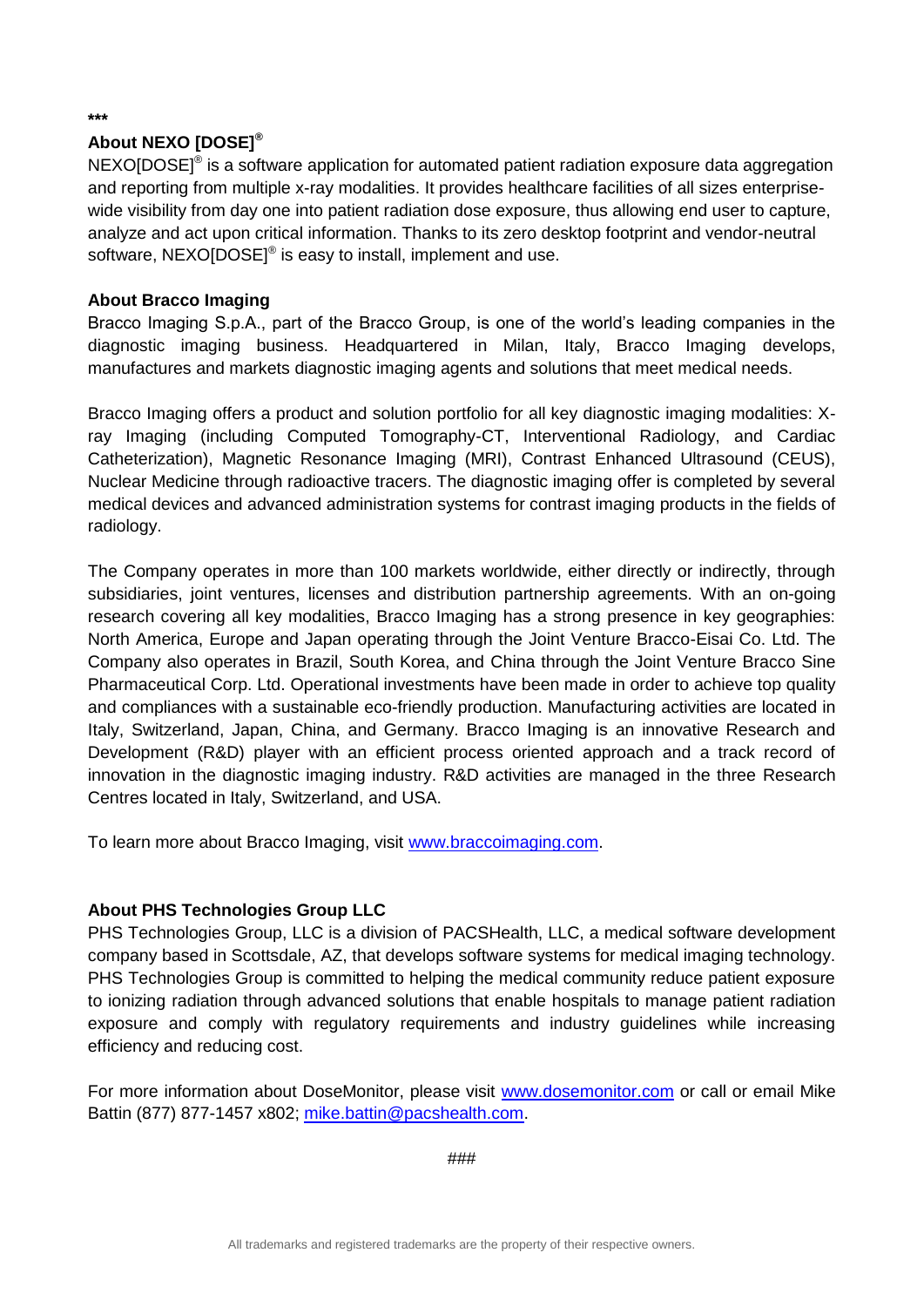***

## About NEXO [DOSE]®

NEXO[DOSE]® is a software application for automated patient radiation exposure data aggregation and reporting from multiple x-ray modalities. It provides healthcare facilities of all sizes enterprise-wide visibility from day one into patient radiation dose exposure, thus allowing end user to capture, analyze and act upon critical information. Thanks to its zero desktop footprint and vendor-neutral software, NEXO[DOSE]® is easy to install, implement and use.

## About Bracco Imaging

Bracco Imaging S.p.A., part of the Bracco Group, is one of the world's leading companies in the diagnostic imaging business. Headquartered in Milan, Italy, Bracco Imaging develops, manufactures and markets diagnostic imaging agents and solutions that meet medical needs.

Bracco Imaging offers a product and solution portfolio for all key diagnostic imaging modalities: X-ray Imaging (including Computed Tomography-CT, Interventional Radiology, and Cardiac Catheterization), Magnetic Resonance Imaging (MRI), Contrast Enhanced Ultrasound (CEUS), Nuclear Medicine through radioactive tracers. The diagnostic imaging offer is completed by several medical devices and advanced administration systems for contrast imaging products in the fields of radiology.

The Company operates in more than 100 markets worldwide, either directly or indirectly, through subsidiaries, joint ventures, licenses and distribution partnership agreements. With an on-going research covering all key modalities, Bracco Imaging has a strong presence in key geographies: North America, Europe and Japan operating through the Joint Venture Bracco-Eisai Co. Ltd. The Company also operates in Brazil, South Korea, and China through the Joint Venture Bracco Sine Pharmaceutical Corp. Ltd. Operational investments have been made in order to achieve top quality and compliances with a sustainable eco-friendly production. Manufacturing activities are located in Italy, Switzerland, Japan, China, and Germany. Bracco Imaging is an innovative Research and Development (R&D) player with an efficient process oriented approach and a track record of innovation in the diagnostic imaging industry. R&D activities are managed in the three Research Centres located in Italy, Switzerland, and USA.

To learn more about Bracco Imaging, visit [www.braccoimaging.com](http://www.braccoimaging.com).

## About PHS Technologies Group LLC

PHS Technologies Group, LLC is a division of PACSHealth, LLC, a medical software development company based in Scottsdale, AZ, that develops software systems for medical imaging technology. PHS Technologies Group is committed to helping the medical community reduce patient exposure to ionizing radiation through advanced solutions that enable hospitals to manage patient radiation exposure and comply with regulatory requirements and industry guidelines while increasing efficiency and reducing cost.

For more information about DoseMonitor, please visit [www.dosemonitor.com](http://www.dosemonitor.com) or call or email Mike Battin (877) 877-1457 x802; [mike.battin@pacshealth.com](mailto:mike.battin@pacshealth.com).

###

All trademarks and registered trademarks are the property of their respective owners.